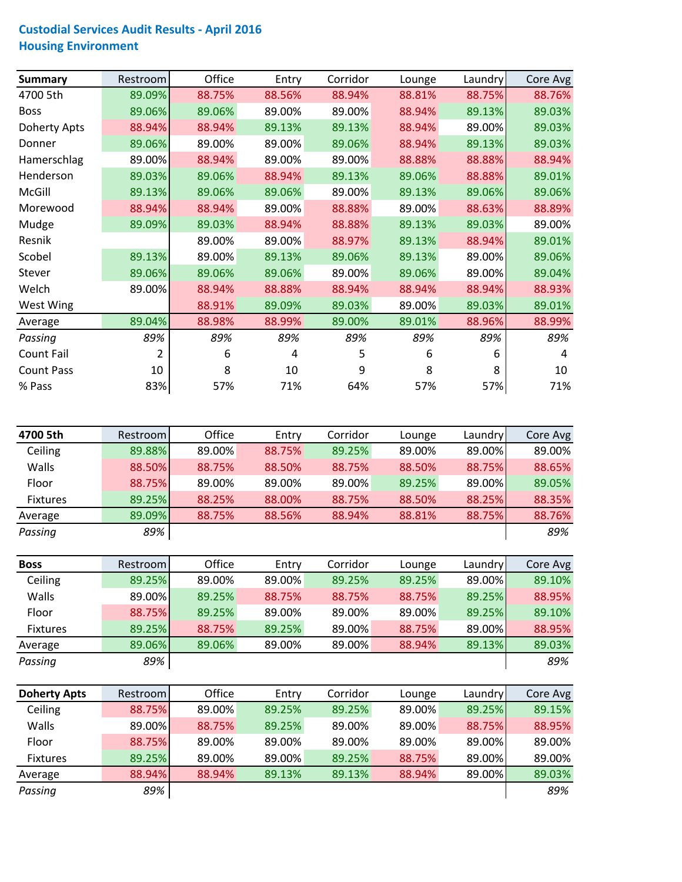# Custodial Services Audit Results - April 2016

## Housing Environment

| Summary | Restroom | Office | Entry | Corridor | Lounge | Laundry | Core Avg |
|---|---|---|---|---|---|---|---|
| 4700 5th | 89.09% | 88.75% | 88.56% | 88.94% | 88.81% | 88.75% | 88.76% |
| Boss | 89.06% | 89.06% | 89.00% | 89.00% | 88.94% | 89.13% | 89.03% |
| Doherty Apts | 88.94% | 88.94% | 89.13% | 89.13% | 88.94% | 89.00% | 89.03% |
| Donner | 89.06% | 89.00% | 89.00% | 89.06% | 88.94% | 89.13% | 89.03% |
| Hamerschlag | 89.00% | 88.94% | 89.00% | 89.00% | 88.88% | 88.88% | 88.94% |
| Henderson | 89.03% | 89.06% | 88.94% | 89.13% | 89.06% | 88.88% | 89.01% |
| McGill | 89.13% | 89.06% | 89.06% | 89.00% | 89.13% | 89.06% | 89.06% |
| Morewood | 88.94% | 88.94% | 89.00% | 88.88% | 89.00% | 88.63% | 88.89% |
| Mudge | 89.09% | 89.03% | 88.94% | 88.88% | 89.13% | 89.03% | 89.00% |
| Resnik | | 89.00% | 89.00% | 88.97% | 89.13% | 88.94% | 89.01% |
| Scobel | 89.13% | 89.00% | 89.13% | 89.06% | 89.13% | 89.00% | 89.06% |
| Stever | 89.06% | 89.06% | 89.06% | 89.00% | 89.06% | 89.00% | 89.04% |
| Welch | 89.00% | 88.94% | 88.88% | 88.94% | 88.94% | 88.94% | 88.93% |
| West Wing | | 88.91% | 89.09% | 89.03% | 89.00% | 89.03% | 89.01% |
| Average | 89.04% | 88.98% | 88.99% | 89.00% | 89.01% | 88.96% | 88.99% |
| *Passing* | *89%* | *89%* | *89%* | *89%* | *89%* | *89%* | *89%* |
| Count Fail | 2 | 6 | 4 | 5 | 6 | 6 | 4 |
| Count Pass | 10 | 8 | 10 | 9 | 8 | 8 | 10 |
| % Pass | 83% | 57% | 71% | 64% | 57% | 57% | 71% |

| 4700 5th | Restroom | Office | Entry | Corridor | Lounge | Laundry | Core Avg |
|---|---|---|---|---|---|---|---|
| Ceiling | 89.88% | 89.00% | 88.75% | 89.25% | 89.00% | 89.00% | 89.00% |
| Walls | 88.50% | 88.75% | 88.50% | 88.75% | 88.50% | 88.75% | 88.65% |
| Floor | 88.75% | 89.00% | 89.00% | 89.00% | 89.25% | 89.00% | 89.05% |
| Fixtures | 89.25% | 88.25% | 88.00% | 88.75% | 88.50% | 88.25% | 88.35% |
| Average | 89.09% | 88.75% | 88.56% | 88.94% | 88.81% | 88.75% | 88.76% |
| *Passing* | *89%* | | | | | | *89%* |

| Boss | Restroom | Office | Entry | Corridor | Lounge | Laundry | Core Avg |
|---|---|---|---|---|---|---|---|
| Ceiling | 89.25% | 89.00% | 89.00% | 89.25% | 89.25% | 89.00% | 89.10% |
| Walls | 89.00% | 89.25% | 88.75% | 88.75% | 88.75% | 89.25% | 88.95% |
| Floor | 88.75% | 89.25% | 89.00% | 89.00% | 89.00% | 89.25% | 89.10% |
| Fixtures | 89.25% | 88.75% | 89.25% | 89.00% | 88.75% | 89.00% | 88.95% |
| Average | 89.06% | 89.06% | 89.00% | 89.00% | 88.94% | 89.13% | 89.03% |
| *Passing* | *89%* | | | | | | *89%* |

| Doherty Apts | Restroom | Office | Entry | Corridor | Lounge | Laundry | Core Avg |
|---|---|---|---|---|---|---|---|
| Ceiling | 88.75% | 89.00% | 89.25% | 89.25% | 89.00% | 89.25% | 89.15% |
| Walls | 89.00% | 88.75% | 89.25% | 89.00% | 89.00% | 88.75% | 88.95% |
| Floor | 88.75% | 89.00% | 89.00% | 89.00% | 89.00% | 89.00% | 89.00% |
| Fixtures | 89.25% | 89.00% | 89.00% | 89.25% | 88.75% | 89.00% | 89.00% |
| Average | 88.94% | 88.94% | 89.13% | 89.13% | 88.94% | 89.00% | 89.03% |
| *Passing* | *89%* | | | | | | *89%* |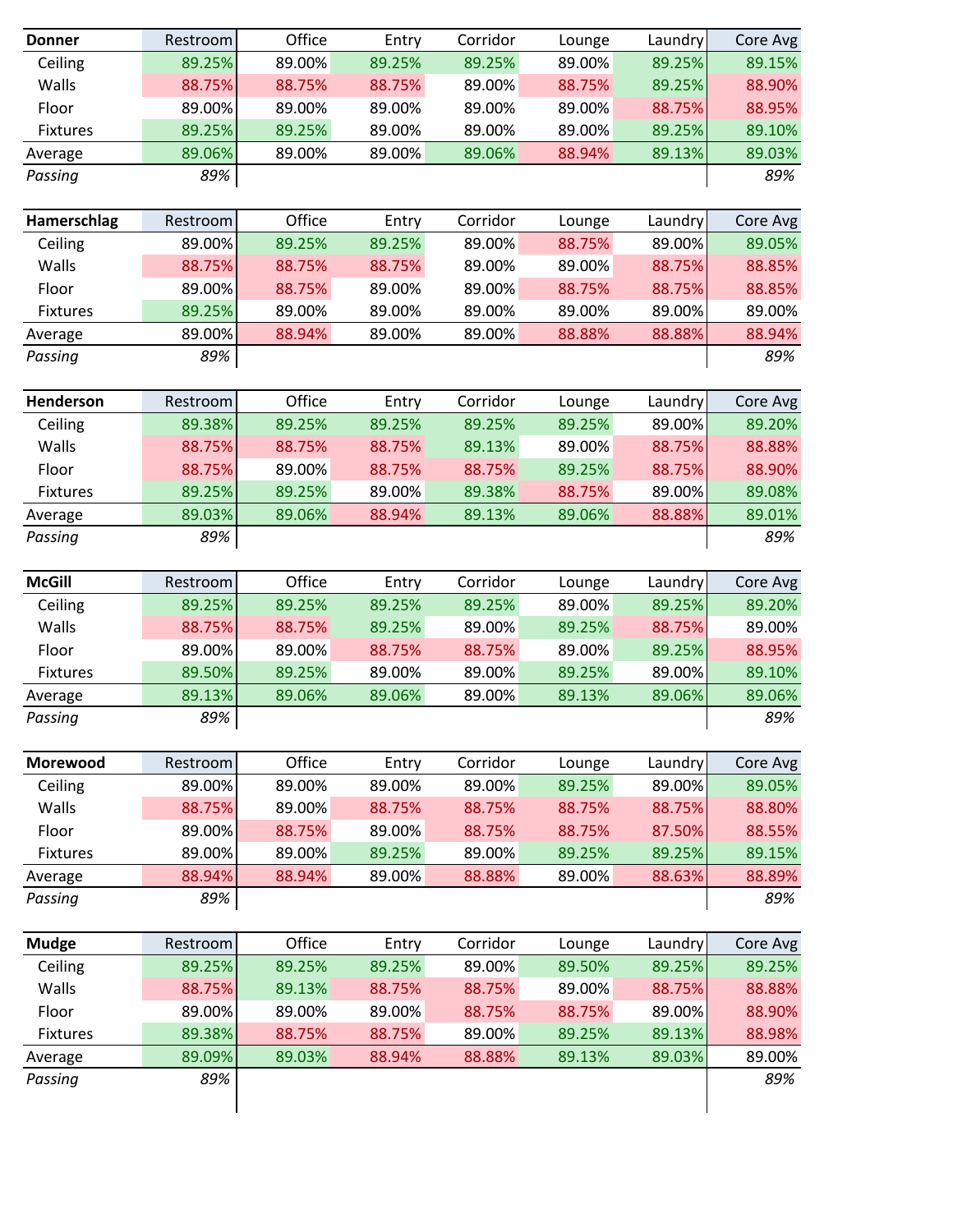| Donner | Restroom | Office | Entry | Corridor | Lounge | Laundry | Core Avg |
|---|---|---|---|---|---|---|---|
| Ceiling | 89.25% | 89.00% | 89.25% | 89.25% | 89.00% | 89.25% | 89.15% |
| Walls | 88.75% | 88.75% | 88.75% | 89.00% | 88.75% | 89.25% | 88.90% |
| Floor | 89.00% | 89.00% | 89.00% | 89.00% | 89.00% | 88.75% | 88.95% |
| Fixtures | 89.25% | 89.25% | 89.00% | 89.00% | 89.00% | 89.25% | 89.10% |
| Average | 89.06% | 89.00% | 89.00% | 89.06% | 88.94% | 89.13% | 89.03% |
| *Passing* | *89%* | | | | | | *89%* |

| Hamerschlag | Restroom | Office | Entry | Corridor | Lounge | Laundry | Core Avg |
|---|---|---|---|---|---|---|---|
| Ceiling | 89.00% | 89.25% | 89.25% | 89.00% | 88.75% | 89.00% | 89.05% |
| Walls | 88.75% | 88.75% | 88.75% | 89.00% | 89.00% | 88.75% | 88.85% |
| Floor | 89.00% | 88.75% | 89.00% | 89.00% | 88.75% | 88.75% | 88.85% |
| Fixtures | 89.25% | 89.00% | 89.00% | 89.00% | 89.00% | 89.00% | 89.00% |
| Average | 89.00% | 88.94% | 89.00% | 89.00% | 88.88% | 88.88% | 88.94% |
| *Passing* | *89%* | | | | | | *89%* |

| Henderson | Restroom | Office | Entry | Corridor | Lounge | Laundry | Core Avg |
|---|---|---|---|---|---|---|---|
| Ceiling | 89.38% | 89.25% | 89.25% | 89.25% | 89.25% | 89.00% | 89.20% |
| Walls | 88.75% | 88.75% | 88.75% | 89.13% | 89.00% | 88.75% | 88.88% |
| Floor | 88.75% | 89.00% | 88.75% | 88.75% | 89.25% | 88.75% | 88.90% |
| Fixtures | 89.25% | 89.25% | 89.00% | 89.38% | 88.75% | 89.00% | 89.08% |
| Average | 89.03% | 89.06% | 88.94% | 89.13% | 89.06% | 88.88% | 89.01% |
| *Passing* | *89%* | | | | | | *89%* |

| McGill | Restroom | Office | Entry | Corridor | Lounge | Laundry | Core Avg |
|---|---|---|---|---|---|---|---|
| Ceiling | 89.25% | 89.25% | 89.25% | 89.25% | 89.00% | 89.25% | 89.20% |
| Walls | 88.75% | 88.75% | 89.25% | 89.00% | 89.25% | 88.75% | 89.00% |
| Floor | 89.00% | 89.00% | 88.75% | 88.75% | 89.00% | 89.25% | 88.95% |
| Fixtures | 89.50% | 89.25% | 89.00% | 89.00% | 89.25% | 89.00% | 89.10% |
| Average | 89.13% | 89.06% | 89.06% | 89.00% | 89.13% | 89.06% | 89.06% |
| *Passing* | *89%* | | | | | | *89%* |

| Morewood | Restroom | Office | Entry | Corridor | Lounge | Laundry | Core Avg |
|---|---|---|---|---|---|---|---|
| Ceiling | 89.00% | 89.00% | 89.00% | 89.00% | 89.25% | 89.00% | 89.05% |
| Walls | 88.75% | 89.00% | 88.75% | 88.75% | 88.75% | 88.75% | 88.80% |
| Floor | 89.00% | 88.75% | 89.00% | 88.75% | 88.75% | 87.50% | 88.55% |
| Fixtures | 89.00% | 89.00% | 89.25% | 89.00% | 89.25% | 89.25% | 89.15% |
| Average | 88.94% | 88.94% | 89.00% | 88.88% | 89.00% | 88.63% | 88.89% |
| *Passing* | *89%* | | | | | | *89%* |

| Mudge | Restroom | Office | Entry | Corridor | Lounge | Laundry | Core Avg |
|---|---|---|---|---|---|---|---|
| Ceiling | 89.25% | 89.25% | 89.25% | 89.00% | 89.50% | 89.25% | 89.25% |
| Walls | 88.75% | 89.13% | 88.75% | 88.75% | 89.00% | 88.75% | 88.88% |
| Floor | 89.00% | 89.00% | 89.00% | 88.75% | 88.75% | 89.00% | 88.90% |
| Fixtures | 89.38% | 88.75% | 88.75% | 89.00% | 89.25% | 89.13% | 88.98% |
| Average | 89.09% | 89.03% | 88.94% | 88.88% | 89.13% | 89.03% | 89.00% |
| *Passing* | *89%* | | | | | | *89%* |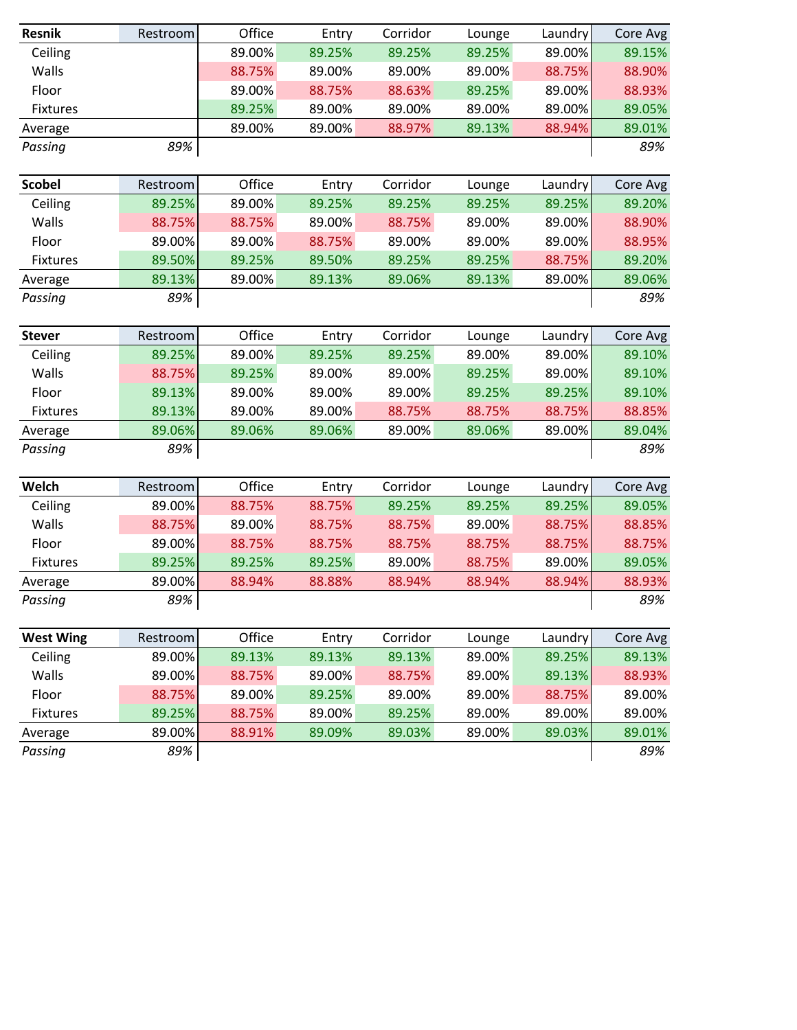| Resnik | Restroom | Office | Entry | Corridor | Lounge | Laundry | Core Avg |
|---|---|---|---|---|---|---|---|
| Ceiling | | 89.00% | 89.25% | 89.25% | 89.25% | 89.00% | 89.15% |
| Walls | | 88.75% | 89.00% | 89.00% | 89.00% | 88.75% | 88.90% |
| Floor | | 89.00% | 88.75% | 88.63% | 89.25% | 89.00% | 88.93% |
| Fixtures | | 89.25% | 89.00% | 89.00% | 89.00% | 89.00% | 89.05% |
| Average | | 89.00% | 89.00% | 88.97% | 89.13% | 88.94% | 89.01% |
| *Passing* | *89%* | | | | | | *89%* |

| Scobel | Restroom | Office | Entry | Corridor | Lounge | Laundry | Core Avg |
|---|---|---|---|---|---|---|---|
| Ceiling | 89.25% | 89.00% | 89.25% | 89.25% | 89.25% | 89.25% | 89.20% |
| Walls | 88.75% | 88.75% | 89.00% | 88.75% | 89.00% | 89.00% | 88.90% |
| Floor | 89.00% | 89.00% | 88.75% | 89.00% | 89.00% | 89.00% | 88.95% |
| Fixtures | 89.50% | 89.25% | 89.50% | 89.25% | 89.25% | 88.75% | 89.20% |
| Average | 89.13% | 89.00% | 89.13% | 89.06% | 89.13% | 89.00% | 89.06% |
| *Passing* | *89%* | | | | | | *89%* |

| Stever | Restroom | Office | Entry | Corridor | Lounge | Laundry | Core Avg |
|---|---|---|---|---|---|---|---|
| Ceiling | 89.25% | 89.00% | 89.25% | 89.25% | 89.00% | 89.00% | 89.10% |
| Walls | 88.75% | 89.25% | 89.00% | 89.00% | 89.25% | 89.00% | 89.10% |
| Floor | 89.13% | 89.00% | 89.00% | 89.00% | 89.25% | 89.25% | 89.10% |
| Fixtures | 89.13% | 89.00% | 89.00% | 88.75% | 88.75% | 88.75% | 88.85% |
| Average | 89.06% | 89.06% | 89.06% | 89.00% | 89.06% | 89.00% | 89.04% |
| *Passing* | *89%* | | | | | | *89%* |

| Welch | Restroom | Office | Entry | Corridor | Lounge | Laundry | Core Avg |
|---|---|---|---|---|---|---|---|
| Ceiling | 89.00% | 88.75% | 88.75% | 89.25% | 89.25% | 89.25% | 89.05% |
| Walls | 88.75% | 89.00% | 88.75% | 88.75% | 89.00% | 88.75% | 88.85% |
| Floor | 89.00% | 88.75% | 88.75% | 88.75% | 88.75% | 88.75% | 88.75% |
| Fixtures | 89.25% | 89.25% | 89.25% | 89.00% | 88.75% | 89.00% | 89.05% |
| Average | 89.00% | 88.94% | 88.88% | 88.94% | 88.94% | 88.94% | 88.93% |
| *Passing* | *89%* | | | | | | *89%* |

| West Wing | Restroom | Office | Entry | Corridor | Lounge | Laundry | Core Avg |
|---|---|---|---|---|---|---|---|
| Ceiling | 89.00% | 89.13% | 89.13% | 89.13% | 89.00% | 89.25% | 89.13% |
| Walls | 89.00% | 88.75% | 89.00% | 88.75% | 89.00% | 89.13% | 88.93% |
| Floor | 88.75% | 89.00% | 89.25% | 89.00% | 89.00% | 88.75% | 89.00% |
| Fixtures | 89.25% | 88.75% | 89.00% | 89.25% | 89.00% | 89.00% | 89.00% |
| Average | 89.00% | 88.91% | 89.09% | 89.03% | 89.00% | 89.03% | 89.01% |
| *Passing* | *89%* | | | | | | *89%* |